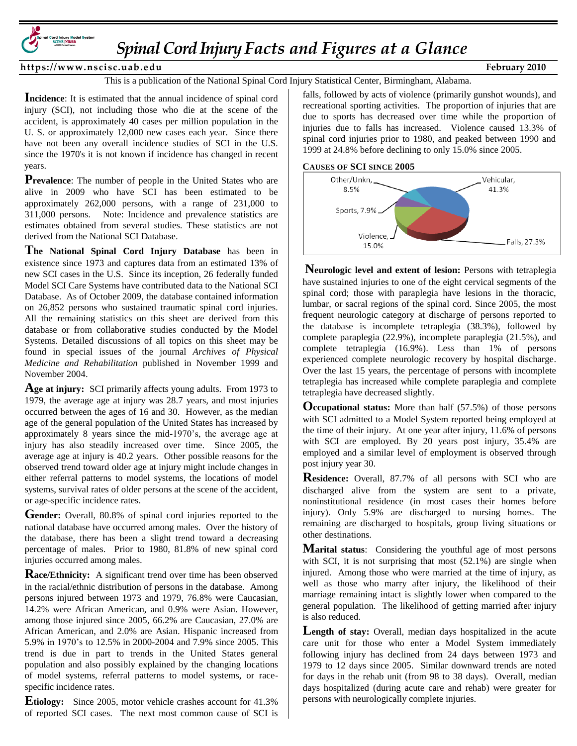# Spinal Cord Injury Facts and Figures at a Glance

**https://www.nscisc.uab.edu** **February 2010**

This is a publication of the National Spinal Cord Injury Statistical Center, Birmingham, Alabama.

**Incidence**: It is estimated that the annual incidence of spinal cord injury (SCI), not including those who die at the scene of the accident, is approximately 40 cases per million population in the U. S. or approximately 12,000 new cases each year. Since there have not been any overall incidence studies of SCI in the U.S. since the 1970's it is not known if incidence has changed in recent years.

**Prevalence**: The number of people in the United States who are alive in 2009 who have SCI has been estimated to be approximately 262,000 persons, with a range of 231,000 to 311,000 persons. Note: Incidence and prevalence statistics are estimates obtained from several studies. These statistics are not derived from the National SCI Database.

**The National Spinal Cord Injury Database** has been in existence since 1973 and captures data from an estimated 13% of new SCI cases in the U.S. Since its inception, 26 federally funded Model SCI Care Systems have contributed data to the National SCI Database. As of October 2009, the database contained information on 26,852 persons who sustained traumatic spinal cord injuries. All the remaining statistics on this sheet are derived from this database or from collaborative studies conducted by the Model Systems. Detailed discussions of all topics on this sheet may be found in special issues of the journal *Archives of Physical Medicine and Rehabilitation* published in November 1999 and November 2004.

**Age at injury:** SCI primarily affects young adults. From 1973 to 1979, the average age at injury was 28.7 years, and most injuries occurred between the ages of 16 and 30. However, as the median age of the general population of the United States has increased by approximately 8 years since the mid-1970's, the average age at injury has also steadily increased over time. Since 2005, the average age at injury is 40.2 years. Other possible reasons for the observed trend toward older age at injury might include changes in either referral patterns to model systems, the locations of model systems, survival rates of older persons at the scene of the accident, or age-specific incidence rates.

**Gender:** Overall, 80.8% of spinal cord injuries reported to the national database have occurred among males. Over the history of the database, there has been a slight trend toward a decreasing percentage of males. Prior to 1980, 81.8% of new spinal cord injuries occurred among males.

**Race/Ethnicity:** A significant trend over time has been observed in the racial/ethnic distribution of persons in the database. Among persons injured between 1973 and 1979, 76.8% were Caucasian, 14.2% were African American, and 0.9% were Asian. However, among those injured since 2005, 66.2% are Caucasian, 27.0% are African American, and 2.0% are Asian. Hispanic increased from 5.9% in 1970's to 12.5% in 2000-2004 and 7.9% since 2005. This trend is due in part to trends in the United States general population and also possibly explained by the changing locations of model systems, referral patterns to model systems, or race-specific incidence rates.

**Etiology:** Since 2005, motor vehicle crashes account for 41.3% of reported SCI cases. The next most common cause of SCI is falls, followed by acts of violence (primarily gunshot wounds), and recreational sporting activities. The proportion of injuries that are due to sports has decreased over time while the proportion of injuries due to falls has increased. Violence caused 13.3% of spinal cord injuries prior to 1980, and peaked between 1990 and 1999 at 24.8% before declining to only 15.0% since 2005.

**CAUSES OF SCI SINCE 2005**

| Cause | Percent |
|---|---|
| Vehicular | 41.3% |
| Falls | 27.3% |
| Violence | 15.0% |
| Sports | 7.9% |
| Other/Unkn. | 8.5% |

**Neurologic level and extent of lesion:** Persons with tetraplegia have sustained injuries to one of the eight cervical segments of the spinal cord; those with paraplegia have lesions in the thoracic, lumbar, or sacral regions of the spinal cord. Since 2005, the most frequent neurologic category at discharge of persons reported to the database is incomplete tetraplegia (38.3%), followed by complete paraplegia (22.9%), incomplete paraplegia (21.5%), and complete tetraplegia (16.9%). Less than 1% of persons experienced complete neurologic recovery by hospital discharge. Over the last 15 years, the percentage of persons with incomplete tetraplegia has increased while complete paraplegia and complete tetraplegia have decreased slightly.

**Occupational status:** More than half (57.5%) of those persons with SCI admitted to a Model System reported being employed at the time of their injury. At one year after injury, 11.6% of persons with SCI are employed. By 20 years post injury, 35.4% are employed and a similar level of employment is observed through post injury year 30.

**Residence:** Overall, 87.7% of all persons with SCI who are discharged alive from the system are sent to a private, noninstitutional residence (in most cases their homes before injury). Only 5.9% are discharged to nursing homes. The remaining are discharged to hospitals, group living situations or other destinations.

**Marital status**: Considering the youthful age of most persons with SCI, it is not surprising that most (52.1%) are single when injured. Among those who were married at the time of injury, as well as those who marry after injury, the likelihood of their marriage remaining intact is slightly lower when compared to the general population. The likelihood of getting married after injury is also reduced.

**Length of stay:** Overall, median days hospitalized in the acute care unit for those who enter a Model System immediately following injury has declined from 24 days between 1973 and 1979 to 12 days since 2005. Similar downward trends are noted for days in the rehab unit (from 98 to 38 days). Overall, median days hospitalized (during acute care and rehab) were greater for persons with neurologically complete injuries.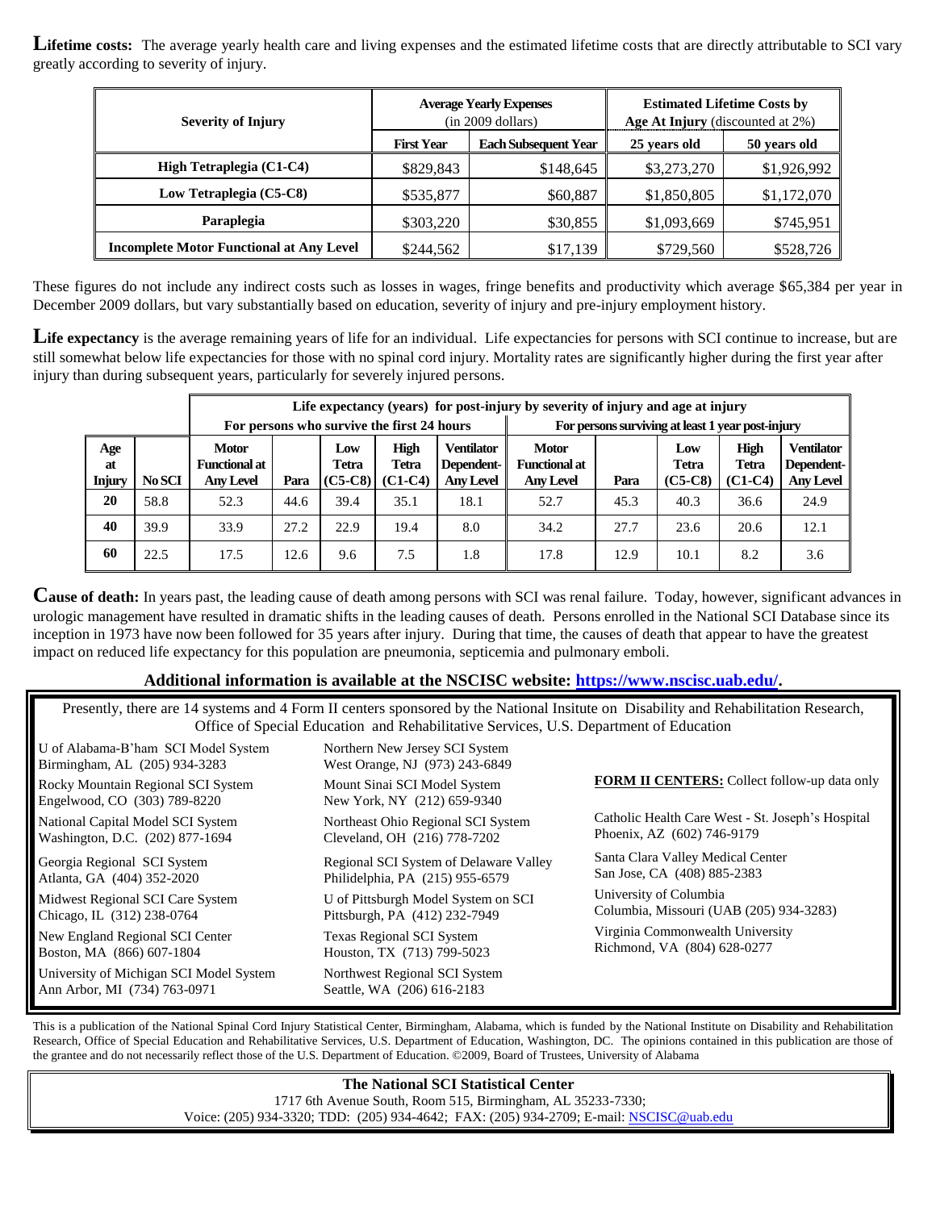**Lifetime costs:** The average yearly health care and living expenses and the estimated lifetime costs that are directly attributable to SCI vary greatly according to severity of injury.

| Severity of Injury | Average Yearly Expenses (in 2009 dollars) | | Estimated Lifetime Costs by Age At Injury (discounted at 2%) | |
|---|---|---|---|---|
| | First Year | Each Subsequent Year | 25 years old | 50 years old |
| High Tetraplegia (C1-C4) | $829,843 | $148,645 | $3,273,270 | $1,926,992 |
| Low Tetraplegia (C5-C8) | $535,877 | $60,887 | $1,850,805 | $1,172,070 |
| Paraplegia | $303,220 | $30,855 | $1,093,669 | $745,951 |
| Incomplete Motor Functional at Any Level | $244,562 | $17,139 | $729,560 | $528,726 |

These figures do not include any indirect costs such as losses in wages, fringe benefits and productivity which average $65,384 per year in December 2009 dollars, but vary substantially based on education, severity of injury and pre-injury employment history.

**Life expectancy** is the average remaining years of life for an individual. Life expectancies for persons with SCI continue to increase, but are still somewhat below life expectancies for those with no spinal cord injury. Mortality rates are significantly higher during the first year after injury than during subsequent years, particularly for severely injured persons.

| | | Life expectancy (years) for post-injury by severity of injury and age at injury | | | | | | | | | |
|---|---|---|---|---|---|---|---|---|---|---|---|
| | | For persons who survive the first 24 hours | | | | | For persons surviving at least 1 year post-injury | | | | |
| Age at Injury | No SCI | Motor Functional at Any Level | Para | Low Tetra (C5-C8) | High Tetra (C1-C4) | Ventilator Dependent- Any Level | Motor Functional at Any Level | Para | Low Tetra (C5-C8) | High Tetra (C1-C4) | Ventilator Dependent- Any Level |
| 20 | 58.8 | 52.3 | 44.6 | 39.4 | 35.1 | 18.1 | 52.7 | 45.3 | 40.3 | 36.6 | 24.9 |
| 40 | 39.9 | 33.9 | 27.2 | 22.9 | 19.4 | 8.0 | 34.2 | 27.7 | 23.6 | 20.6 | 12.1 |
| 60 | 22.5 | 17.5 | 12.6 | 9.6 | 7.5 | 1.8 | 17.8 | 12.9 | 10.1 | 8.2 | 3.6 |

**Cause of death:** In years past, the leading cause of death among persons with SCI was renal failure. Today, however, significant advances in urologic management have resulted in dramatic shifts in the leading causes of death. Persons enrolled in the National SCI Database since its inception in 1973 have now been followed for 35 years after injury. During that time, the causes of death that appear to have the greatest impact on reduced life expectancy for this population are pneumonia, septicemia and pulmonary emboli.

**Additional information is available at the NSCISC website: https://www.nscisc.uab.edu/.**

Presently, there are 14 systems and 4 Form II centers sponsored by the National Insitute on Disability and Rehabilitation Research, Office of Special Education and Rehabilitative Services, U.S. Department of Education

U of Alabama-B'ham SCI Model System
Birmingham, AL (205) 934-3283

Rocky Mountain Regional SCI System
Engelwood, CO (303) 789-8220

National Capital Model SCI System
Washington, D.C. (202) 877-1694

Georgia Regional SCI System
Atlanta, GA (404) 352-2020

Midwest Regional SCI Care System
Chicago, IL (312) 238-0764

New England Regional SCI Center
Boston, MA (866) 607-1804

University of Michigan SCI Model System
Ann Arbor, MI (734) 763-0971

Northern New Jersey SCI System
West Orange, NJ (973) 243-6849

Mount Sinai SCI Model System
New York, NY (212) 659-9340

Northeast Ohio Regional SCI System
Cleveland, OH (216) 778-7202

Regional SCI System of Delaware Valley
Philidelphia, PA (215) 955-6579

U of Pittsburgh Model System on SCI
Pittsburgh, PA (412) 232-7949

Texas Regional SCI System
Houston, TX (713) 799-5023

Northwest Regional SCI System
Seattle, WA (206) 616-2183

**FORM II CENTERS:** Collect follow-up data only

Catholic Health Care West - St. Joseph's Hospital
Phoenix, AZ (602) 746-9179

Santa Clara Valley Medical Center
San Jose, CA (408) 885-2383

University of Columbia
Columbia, Missouri (UAB (205) 934-3283)

Virginia Commonwealth University
Richmond, VA (804) 628-0277

This is a publication of the National Spinal Cord Injury Statistical Center, Birmingham, Alabama, which is funded by the National Institute on Disability and Rehabilitation Research, Office of Special Education and Rehabilitative Services, U.S. Department of Education, Washington, DC. The opinions contained in this publication are those of the grantee and do not necessarily reflect those of the U.S. Department of Education. ©2009, Board of Trustees, University of Alabama

**The National SCI Statistical Center**
1717 6th Avenue South, Room 515, Birmingham, AL 35233-7330;
Voice: (205) 934-3320; TDD: (205) 934-4642; FAX: (205) 934-2709; E-mail: NSCISC@uab.edu